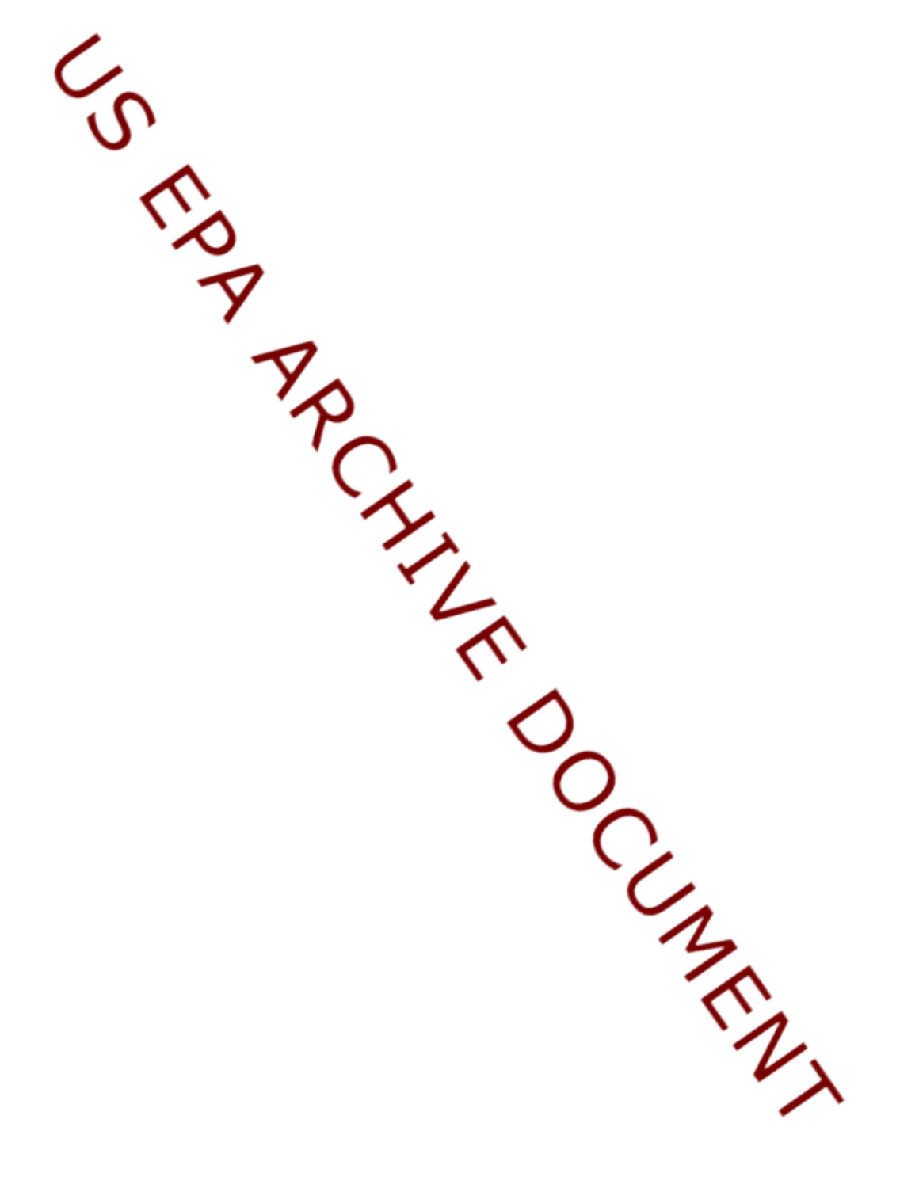US EPA ARCHIVE DOCUMENT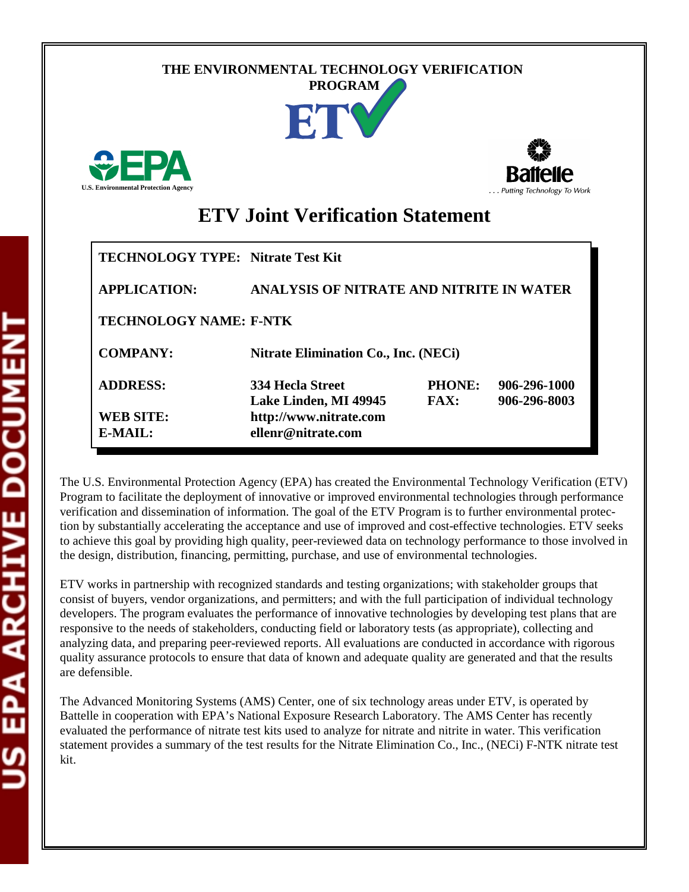THE ENVIRONMENTAL TECHNOLOGY VERIFICATION PROGRAM

# ETV Joint Verification Statement

| | | | |
|---|---|---|---|
| **TECHNOLOGY TYPE:** | **Nitrate Test Kit** | | |
| **APPLICATION:** | **ANALYSIS OF NITRATE AND NITRITE IN WATER** | | |
| **TECHNOLOGY NAME:** | **F-NTK** | | |
| **COMPANY:** | **Nitrate Elimination Co., Inc. (NECi)** | | |
| **ADDRESS:** | **334 Hecla Street**<br>**Lake Linden, MI 49945** | **PHONE:**<br>**FAX:** | **906-296-1000**<br>**906-296-8003** |
| **WEB SITE:** | **http://www.nitrate.com** | | |
| **E-MAIL:** | **ellenr@nitrate.com** | | |

The U.S. Environmental Protection Agency (EPA) has created the Environmental Technology Verification (ETV) Program to facilitate the deployment of innovative or improved environmental technologies through performance verification and dissemination of information. The goal of the ETV Program is to further environmental protection by substantially accelerating the acceptance and use of improved and cost-effective technologies. ETV seeks to achieve this goal by providing high quality, peer-reviewed data on technology performance to those involved in the design, distribution, financing, permitting, purchase, and use of environmental technologies.

ETV works in partnership with recognized standards and testing organizations; with stakeholder groups that consist of buyers, vendor organizations, and permitters; and with the full participation of individual technology developers. The program evaluates the performance of innovative technologies by developing test plans that are responsive to the needs of stakeholders, conducting field or laboratory tests (as appropriate), collecting and analyzing data, and preparing peer-reviewed reports. All evaluations are conducted in accordance with rigorous quality assurance protocols to ensure that data of known and adequate quality are generated and that the results are defensible.

The Advanced Monitoring Systems (AMS) Center, one of six technology areas under ETV, is operated by Battelle in cooperation with EPA's National Exposure Research Laboratory. The AMS Center has recently evaluated the performance of nitrate test kits used to analyze for nitrate and nitrite in water. This verification statement provides a summary of the test results for the Nitrate Elimination Co., Inc., (NECi) F-NTK nitrate test kit.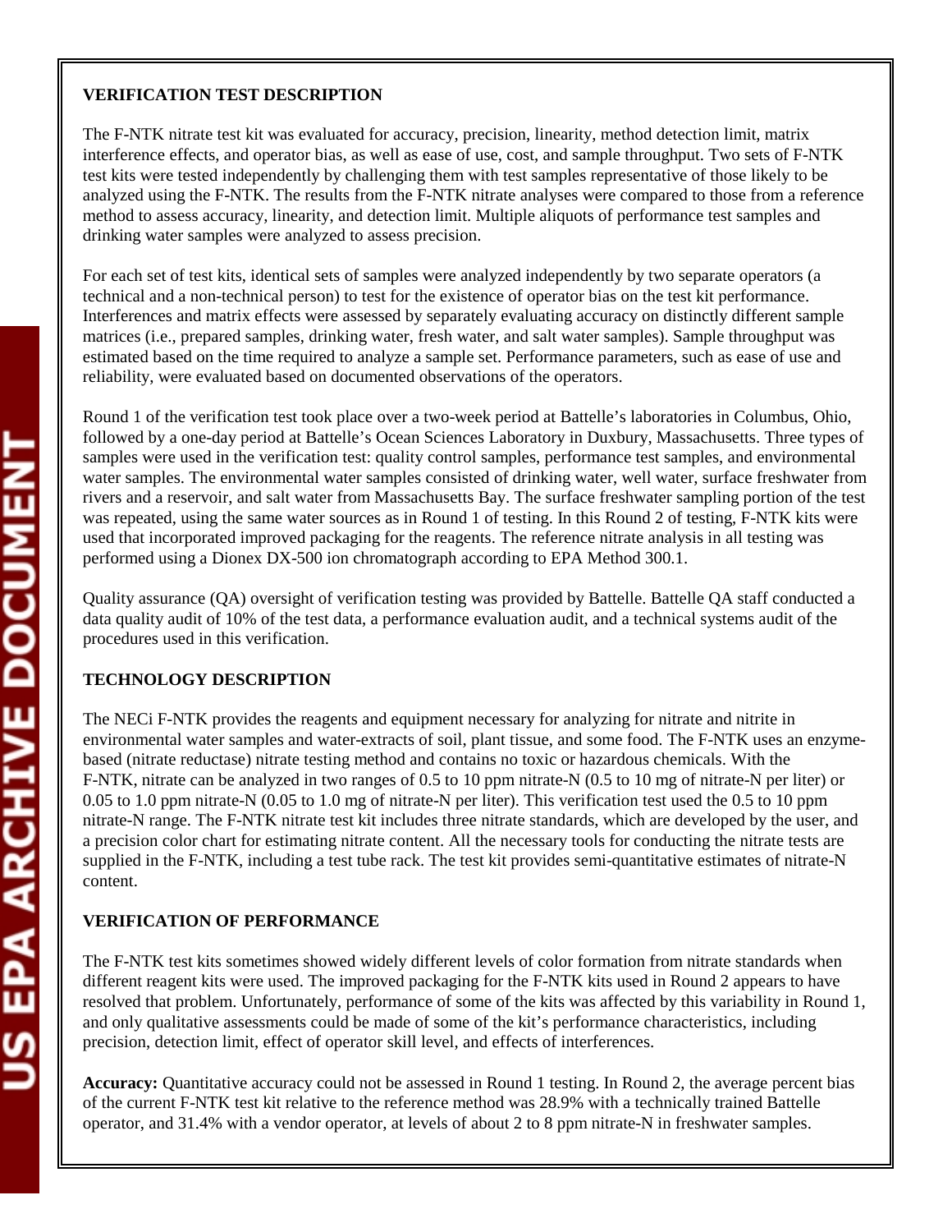**VERIFICATION TEST DESCRIPTION**

The F-NTK nitrate test kit was evaluated for accuracy, precision, linearity, method detection limit, matrix interference effects, and operator bias, as well as ease of use, cost, and sample throughput. Two sets of F-NTK test kits were tested independently by challenging them with test samples representative of those likely to be analyzed using the F-NTK. The results from the F-NTK nitrate analyses were compared to those from a reference method to assess accuracy, linearity, and detection limit. Multiple aliquots of performance test samples and drinking water samples were analyzed to assess precision.

For each set of test kits, identical sets of samples were analyzed independently by two separate operators (a technical and a non-technical person) to test for the existence of operator bias on the test kit performance. Interferences and matrix effects were assessed by separately evaluating accuracy on distinctly different sample matrices (i.e., prepared samples, drinking water, fresh water, and salt water samples). Sample throughput was estimated based on the time required to analyze a sample set. Performance parameters, such as ease of use and reliability, were evaluated based on documented observations of the operators.

Round 1 of the verification test took place over a two-week period at Battelle's laboratories in Columbus, Ohio, followed by a one-day period at Battelle's Ocean Sciences Laboratory in Duxbury, Massachusetts. Three types of samples were used in the verification test: quality control samples, performance test samples, and environmental water samples. The environmental water samples consisted of drinking water, well water, surface freshwater from rivers and a reservoir, and salt water from Massachusetts Bay. The surface freshwater sampling portion of the test was repeated, using the same water sources as in Round 1 of testing. In this Round 2 of testing, F-NTK kits were used that incorporated improved packaging for the reagents. The reference nitrate analysis in all testing was performed using a Dionex DX-500 ion chromatograph according to EPA Method 300.1.

Quality assurance (QA) oversight of verification testing was provided by Battelle. Battelle QA staff conducted a data quality audit of 10% of the test data, a performance evaluation audit, and a technical systems audit of the procedures used in this verification.

**TECHNOLOGY DESCRIPTION**

The NECi F-NTK provides the reagents and equipment necessary for analyzing for nitrate and nitrite in environmental water samples and water-extracts of soil, plant tissue, and some food. The F-NTK uses an enzyme-based (nitrate reductase) nitrate testing method and contains no toxic or hazardous chemicals. With the F-NTK, nitrate can be analyzed in two ranges of 0.5 to 10 ppm nitrate-N (0.5 to 10 mg of nitrate-N per liter) or 0.05 to 1.0 ppm nitrate-N (0.05 to 1.0 mg of nitrate-N per liter). This verification test used the 0.5 to 10 ppm nitrate-N range. The F-NTK nitrate test kit includes three nitrate standards, which are developed by the user, and a precision color chart for estimating nitrate content. All the necessary tools for conducting the nitrate tests are supplied in the F-NTK, including a test tube rack. The test kit provides semi-quantitative estimates of nitrate-N content.

**VERIFICATION OF PERFORMANCE**

The F-NTK test kits sometimes showed widely different levels of color formation from nitrate standards when different reagent kits were used. The improved packaging for the F-NTK kits used in Round 2 appears to have resolved that problem. Unfortunately, performance of some of the kits was affected by this variability in Round 1, and only qualitative assessments could be made of some of the kit's performance characteristics, including precision, detection limit, effect of operator skill level, and effects of interferences.

**Accuracy:** Quantitative accuracy could not be assessed in Round 1 testing. In Round 2, the average percent bias of the current F-NTK test kit relative to the reference method was 28.9% with a technically trained Battelle operator, and 31.4% with a vendor operator, at levels of about 2 to 8 ppm nitrate-N in freshwater samples.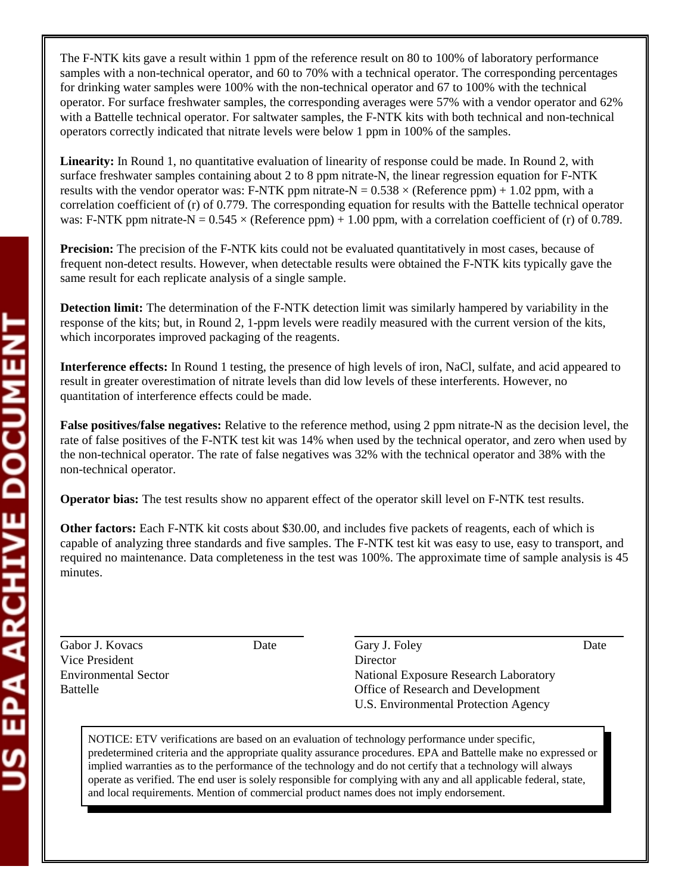The F-NTK kits gave a result within 1 ppm of the reference result on 80 to 100% of laboratory performance samples with a non-technical operator, and 60 to 70% with a technical operator. The corresponding percentages for drinking water samples were 100% with the non-technical operator and 67 to 100% with the technical operator. For surface freshwater samples, the corresponding averages were 57% with a vendor operator and 62% with a Battelle technical operator. For saltwater samples, the F-NTK kits with both technical and non-technical operators correctly indicated that nitrate levels were below 1 ppm in 100% of the samples.

**Linearity:** In Round 1, no quantitative evaluation of linearity of response could be made. In Round 2, with surface freshwater samples containing about 2 to 8 ppm nitrate-N, the linear regression equation for F-NTK results with the vendor operator was: F-NTK ppm nitrate-N = 0.538 × (Reference ppm) + 1.02 ppm, with a correlation coefficient of (r) of 0.779. The corresponding equation for results with the Battelle technical operator was: F-NTK ppm nitrate-N = 0.545 × (Reference ppm) + 1.00 ppm, with a correlation coefficient of (r) of 0.789.

**Precision:** The precision of the F-NTK kits could not be evaluated quantitatively in most cases, because of frequent non-detect results. However, when detectable results were obtained the F-NTK kits typically gave the same result for each replicate analysis of a single sample.

**Detection limit:** The determination of the F-NTK detection limit was similarly hampered by variability in the response of the kits; but, in Round 2, 1-ppm levels were readily measured with the current version of the kits, which incorporates improved packaging of the reagents.

**Interference effects:** In Round 1 testing, the presence of high levels of iron, NaCl, sulfate, and acid appeared to result in greater overestimation of nitrate levels than did low levels of these interferents. However, no quantitation of interference effects could be made.

**False positives/false negatives:** Relative to the reference method, using 2 ppm nitrate-N as the decision level, the rate of false positives of the F-NTK test kit was 14% when used by the technical operator, and zero when used by the non-technical operator. The rate of false negatives was 32% with the technical operator and 38% with the non-technical operator.

**Operator bias:** The test results show no apparent effect of the operator skill level on F-NTK test results.

**Other factors:** Each F-NTK kit costs about $30.00, and includes five packets of reagents, each of which is capable of analyzing three standards and five samples. The F-NTK test kit was easy to use, easy to transport, and required no maintenance. Data completeness in the test was 100%. The approximate time of sample analysis is 45 minutes.

| | |
|---|---|
| Gabor J. Kovacs    Date<br>Vice President<br>Environmental Sector<br>Battelle | Gary J. Foley    Date<br>Director<br>National Exposure Research Laboratory<br>Office of Research and Development<br>U.S. Environmental Protection Agency |

NOTICE: ETV verifications are based on an evaluation of technology performance under specific, predetermined criteria and the appropriate quality assurance procedures. EPA and Battelle make no expressed or implied warranties as to the performance of the technology and do not certify that a technology will always operate as verified. The end user is solely responsible for complying with any and all applicable federal, state, and local requirements. Mention of commercial product names does not imply endorsement.